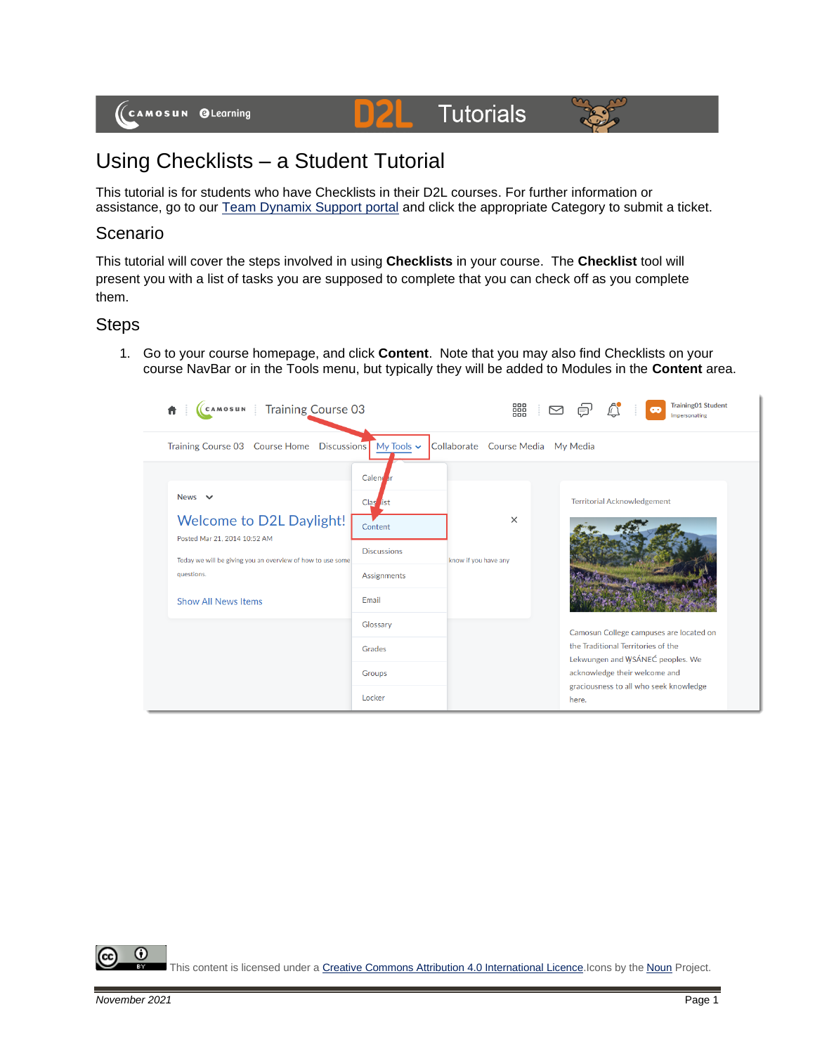# Using Checklists – a Student Tutorial

This tutorial is for students who have Checklists in their D2L courses. For further information or assistance, go to our [Team Dynamix Support portal] and click the appropriate Category to submit a ticket.

## Scenario

This tutorial will cover the steps involved in using **Checklists** in your course. The **Checklist** tool will present you with a list of tasks you are supposed to complete that you can check off as you complete them.

## Steps

1. Go to your course homepage, and click **Content**. Note that you may also find Checklists on your course NavBar or in the Tools menu, but typically they will be added to Modules in the **Content** area.

This content is licensed under a Creative Commons Attribution 4.0 International Licence. Icons by the Noun Project.

*November 2021*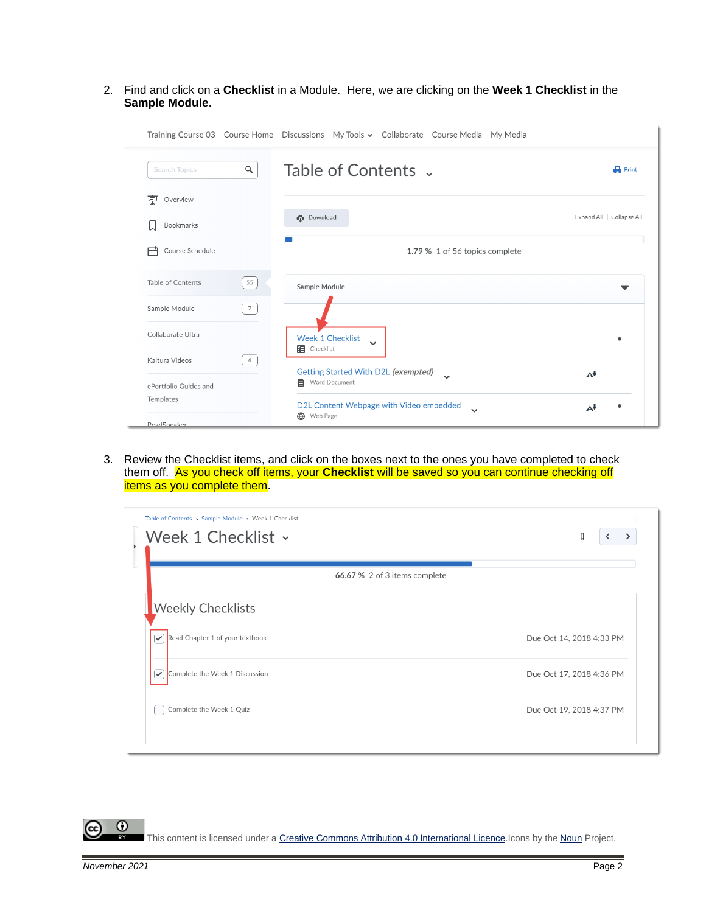2. Find and click on a **Checklist** in a Module. Here, we are clicking on the **Week 1 Checklist** in the **Sample Module**.

3. Review the Checklist items, and click on the boxes next to the ones you have completed to check them off. As you check off items, your **Checklist** will be saved so you can continue checking off items as you complete them.

This content is licensed under a Creative Commons Attribution 4.0 International Licence.Icons by the Noun Project.

*November 2021*